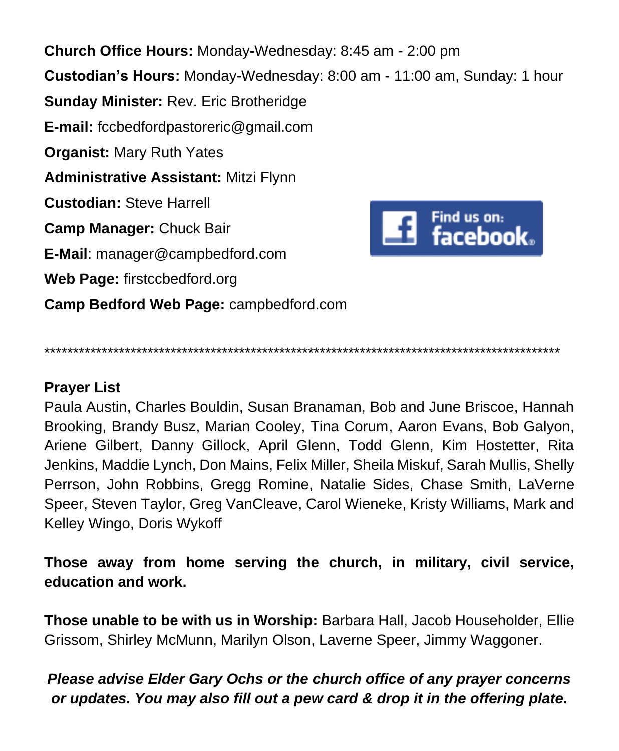**Church Office Hours:** Monday-Wednesday: 8:45 am - 2:00 pm

**Custodian's Hours:** Monday-Wednesday: 8:00 am - 11:00 am, Sunday: 1 hour

**Sunday Minister:** Rev. Eric Brotheridge

**E-mail:** fccbedfordpastoreric@gmail.com

**Organist:** Mary Ruth Yates

**Administrative Assistant:** Mitzi Flynn

**Custodian:** Steve Harrell

**Camp Manager:** Chuck Bair

**E-Mail**: manager@campbedford.com

**Web Page:** firstccbedford.org

**Camp Bedford Web Page:** campbedford.com

Find us on: facebook

*******************************************************************************************

**Prayer List**

Paula Austin, Charles Bouldin, Susan Branaman, Bob and June Briscoe, Hannah Brooking, Brandy Busz, Marian Cooley, Tina Corum, Aaron Evans, Bob Galyon, Ariene Gilbert, Danny Gillock, April Glenn, Todd Glenn, Kim Hostetter, Rita Jenkins, Maddie Lynch, Don Mains, Felix Miller, Sheila Miskuf, Sarah Mullis, Shelly Perrson, John Robbins, Gregg Romine, Natalie Sides, Chase Smith, LaVerne Speer, Steven Taylor, Greg VanCleave, Carol Wieneke, Kristy Williams, Mark and Kelley Wingo, Doris Wykoff

**Those away from home serving the church, in military, civil service, education and work.**

**Those unable to be with us in Worship:** Barbara Hall, Jacob Householder, Ellie Grissom, Shirley McMunn, Marilyn Olson, Laverne Speer, Jimmy Waggoner.

***Please advise Elder Gary Ochs or the church office of any prayer concerns or updates. You may also fill out a pew card & drop it in the offering plate.***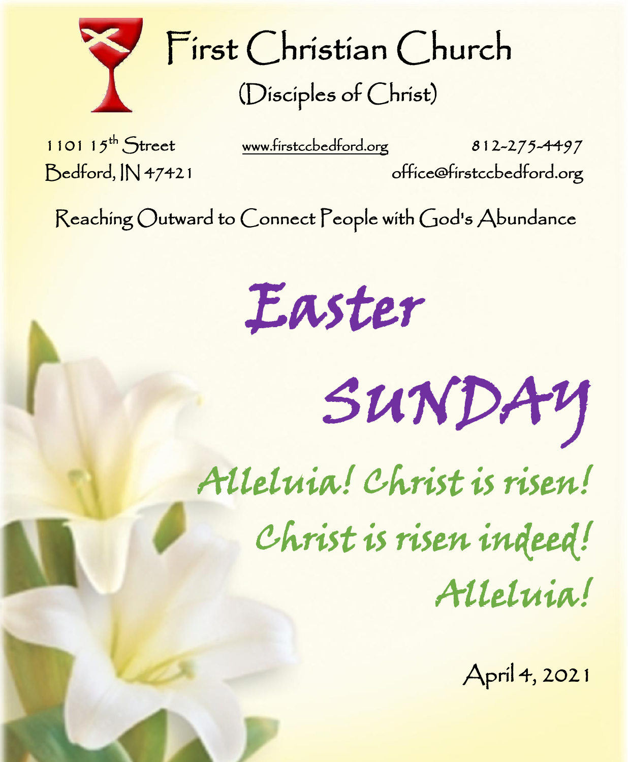# First Christian Church

## (Disciples of Christ)

1101 15th Street
Bedford, IN 47421

www.firstccbedford.org

812-275-4497
office@firstccbedford.org

Reaching Outward to Connect People with God's Abundance

# Easter SUNDAY

*Alleluia! Christ is risen!*
*Christ is risen indeed!*
*Alleluia!*

April 4, 2021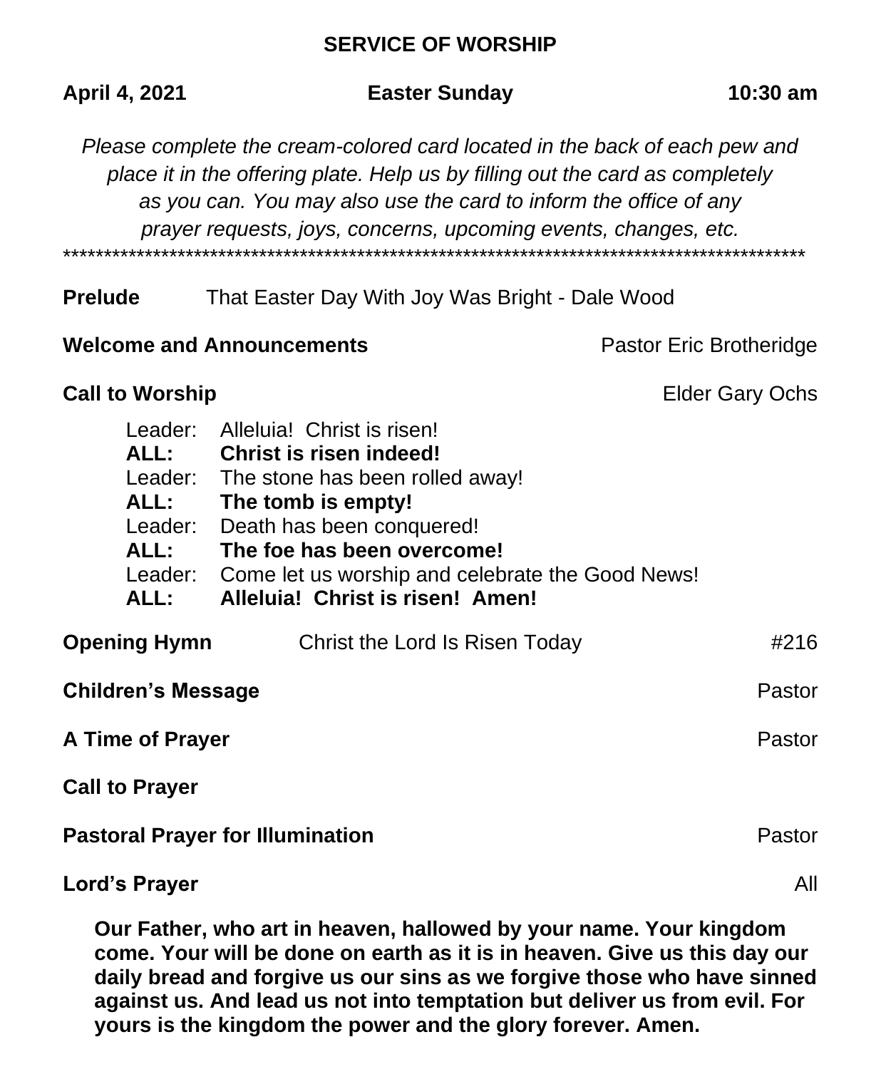# SERVICE OF WORSHIP

**April 4, 2021** **Easter Sunday** **10:30 am**

*Please complete the cream-colored card located in the back of each pew and place it in the offering plate. Help us by filling out the card as completely as you can. You may also use the card to inform the office of any prayer requests, joys, concerns, upcoming events, changes, etc.*

******************************************************************************************

**Prelude** That Easter Day With Joy Was Bright - Dale Wood

**Welcome and Announcements** Pastor Eric Brotheridge

**Call to Worship** Elder Gary Ochs

Leader: Alleluia! Christ is risen!
**ALL: Christ is risen indeed!**
Leader: The stone has been rolled away!
**ALL: The tomb is empty!**
Leader: Death has been conquered!
**ALL: The foe has been overcome!**
Leader: Come let us worship and celebrate the Good News!
**ALL: Alleluia! Christ is risen! Amen!**

**Opening Hymn** Christ the Lord Is Risen Today #216

**Children's Message** Pastor

**A Time of Prayer** Pastor

**Call to Prayer**

**Pastoral Prayer for Illumination** Pastor

**Lord's Prayer** All

**Our Father, who art in heaven, hallowed by your name. Your kingdom come. Your will be done on earth as it is in heaven. Give us this day our daily bread and forgive us our sins as we forgive those who have sinned against us. And lead us not into temptation but deliver us from evil. For yours is the kingdom the power and the glory forever. Amen.**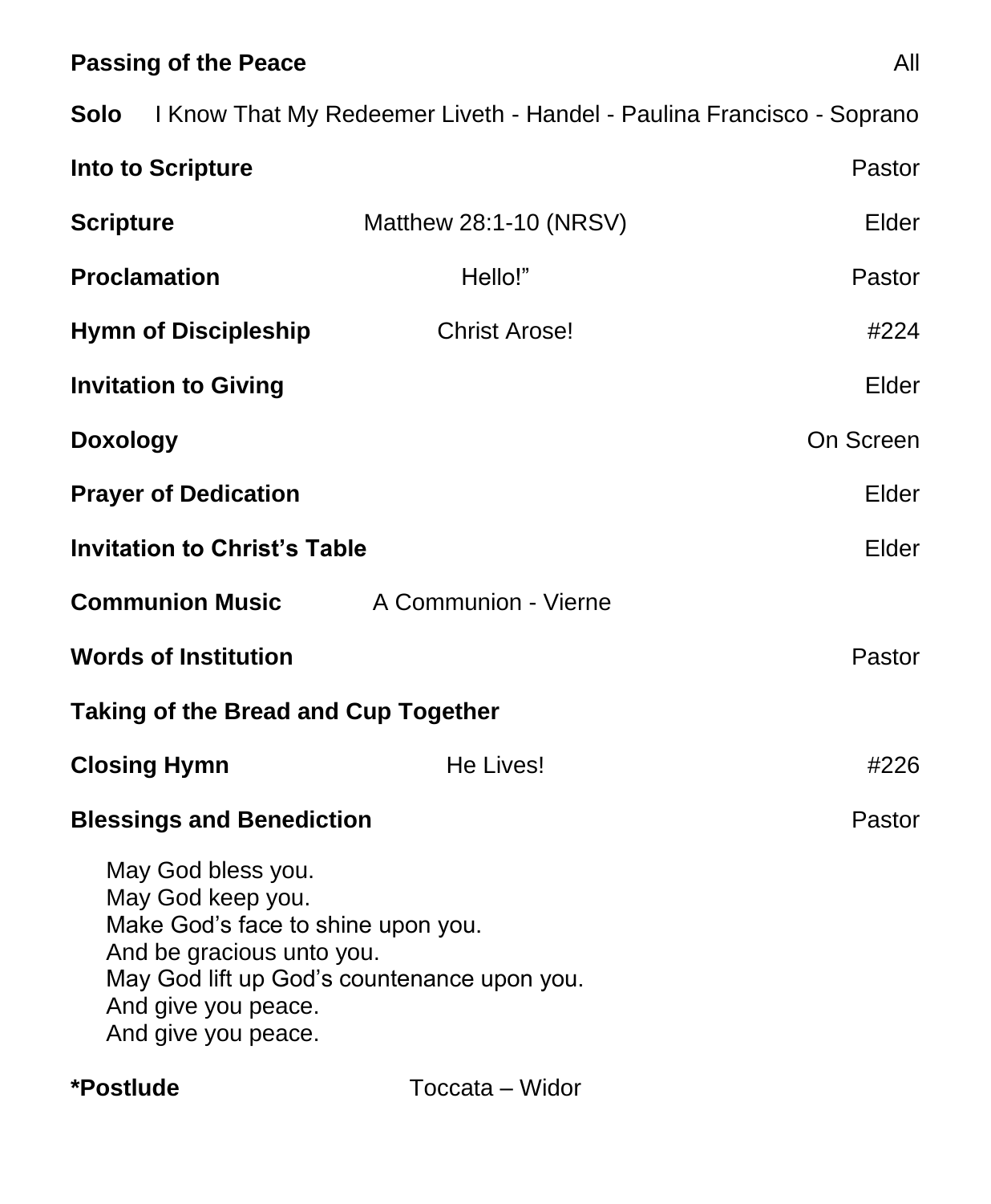**Passing of the Peace** All

**Solo** I Know That My Redeemer Liveth - Handel - Paulina Francisco - Soprano

**Into to Scripture** Pastor

**Scripture** Matthew 28:1-10 (NRSV) Elder

**Proclamation** Hello!" Pastor

**Hymn of Discipleship** Christ Arose! #224

**Invitation to Giving** Elder

**Doxology** On Screen

**Prayer of Dedication** Elder

**Invitation to Christ's Table** Elder

**Communion Music** A Communion - Vierne

**Words of Institution** Pastor

**Taking of the Bread and Cup Together**

**Closing Hymn** He Lives! #226

**Blessings and Benediction** Pastor

May God bless you.
May God keep you.
Make God's face to shine upon you.
And be gracious unto you.
May God lift up God's countenance upon you.
And give you peace.
And give you peace.

**\*Postlude** Toccata – Widor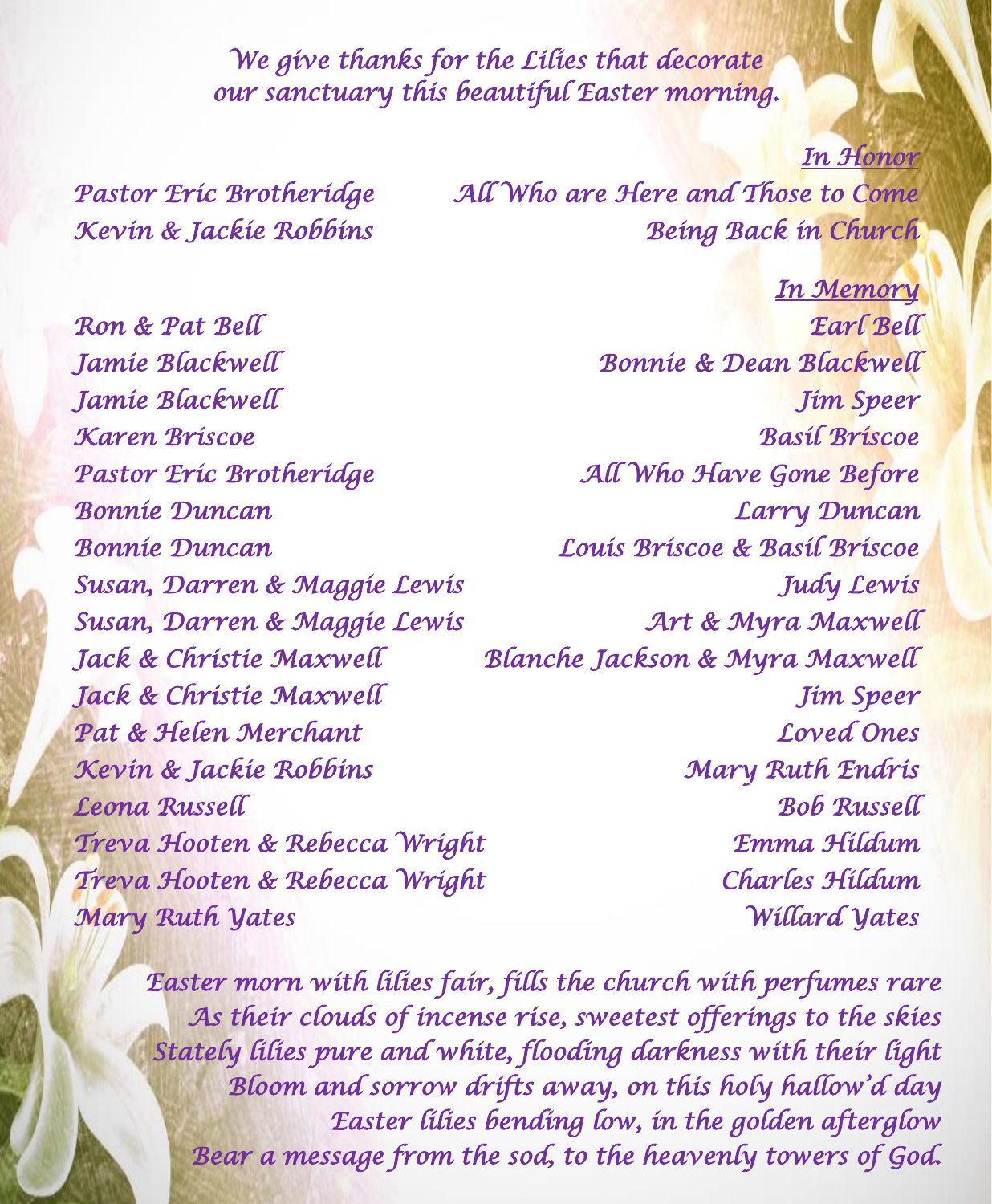*We give thanks for the Lilies that decorate our sanctuary this beautiful Easter morning.*

| | |
|---|---|
| | ***In Honor*** |
| *Pastor Eric Brotheridge* | *All Who are Here and Those to Come* |
| *Kevin & Jackie Robbins* | *Being Back in Church* |
| | ***In Memory*** |
| *Ron & Pat Bell* | *Earl Bell* |
| *Jamie Blackwell* | *Bonnie & Dean Blackwell* |
| *Jamie Blackwell* | *Jim Speer* |
| *Karen Briscoe* | *Basil Briscoe* |
| *Pastor Eric Brotheridge* | *All Who Have Gone Before* |
| *Bonnie Duncan* | *Larry Duncan* |
| *Bonnie Duncan* | *Louis Briscoe & Basil Briscoe* |
| *Susan, Darren & Maggie Lewis* | *Judy Lewis* |
| *Susan, Darren & Maggie Lewis* | *Art & Myra Maxwell* |
| *Jack & Christie Maxwell* | *Blanche Jackson & Myra Maxwell* |
| *Jack & Christie Maxwell* | *Jim Speer* |
| *Pat & Helen Merchant* | *Loved Ones* |
| *Kevin & Jackie Robbins* | *Mary Ruth Endris* |
| *Leona Russell* | *Bob Russell* |
| *Treva Hooten & Rebecca Wright* | *Emma Hildum* |
| *Treva Hooten & Rebecca Wright* | *Charles Hildum* |
| *Mary Ruth Yates* | *Willard Yates* |

*Easter morn with lilies fair, fills the church with perfumes rare*
*As their clouds of incense rise, sweetest offerings to the skies*
*Stately lilies pure and white, flooding darkness with their light*
*Bloom and sorrow drifts away, on this holy hallow'd day*
*Easter lilies bending low, in the golden afterglow*
*Bear a message from the sod, to the heavenly towers of God.*